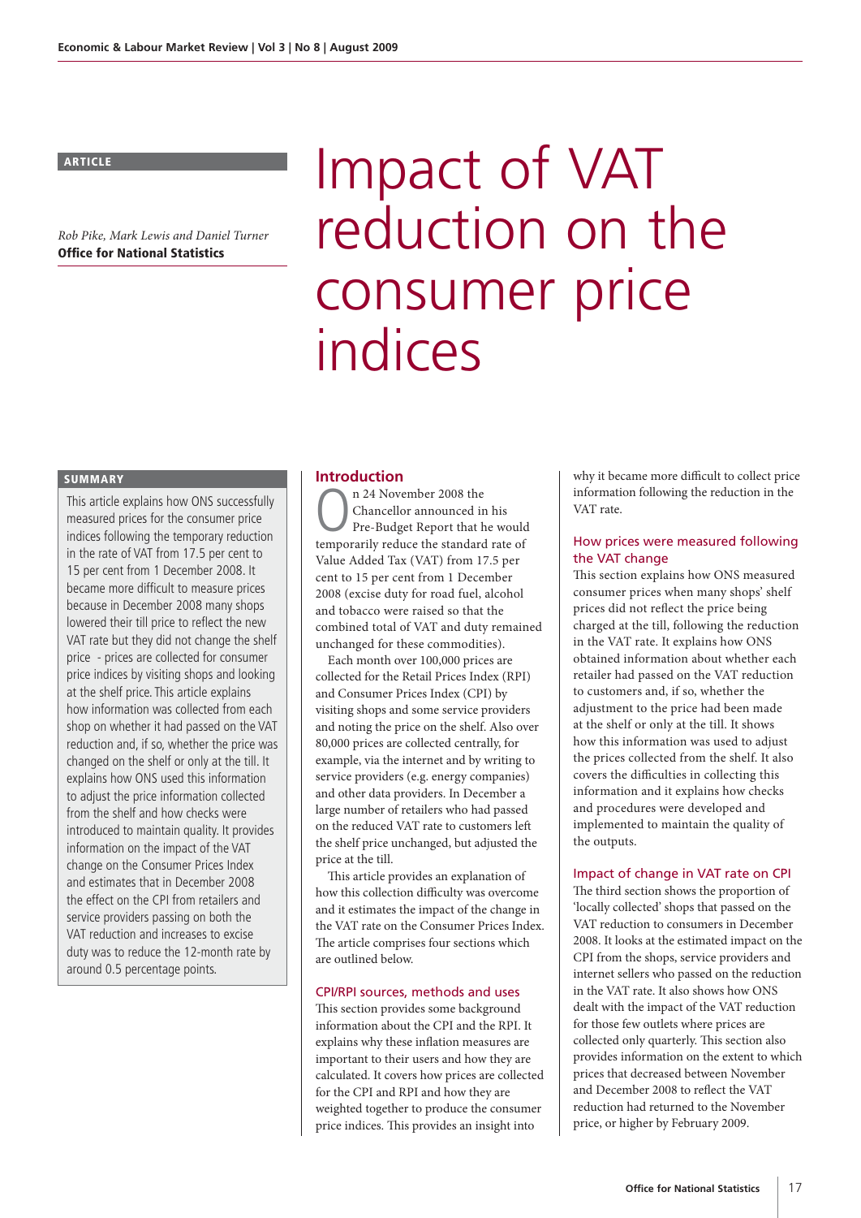ARTICLE

*Rob Pike, Mark Lewis and Daniel Turner*
**Office for National Statistics**

# Impact of VAT reduction on the consumer price indices

## SUMMARY

This article explains how ONS successfully measured prices for the consumer price indices following the temporary reduction in the rate of VAT from 17.5 per cent to 15 per cent from 1 December 2008. It became more difficult to measure prices because in December 2008 many shops lowered their till price to reflect the new VAT rate but they did not change the shelf price - prices are collected for consumer price indices by visiting shops and looking at the shelf price. This article explains how information was collected from each shop on whether it had passed on the VAT reduction and, if so, whether the price was changed on the shelf or only at the till. It explains how ONS used this information to adjust the price information collected from the shelf and how checks were introduced to maintain quality. It provides information on the impact of the VAT change on the Consumer Prices Index and estimates that in December 2008 the effect on the CPI from retailers and service providers passing on both the VAT reduction and increases to excise duty was to reduce the 12-month rate by around 0.5 percentage points.

## Introduction

On 24 November 2008 the Chancellor announced in his Pre-Budget Report that he would temporarily reduce the standard rate of Value Added Tax (VAT) from 17.5 per cent to 15 per cent from 1 December 2008 (excise duty for road fuel, alcohol and tobacco were raised so that the combined total of VAT and duty remained unchanged for these commodities).

Each month over 100,000 prices are collected for the Retail Prices Index (RPI) and Consumer Prices Index (CPI) by visiting shops and noting the price on the shelf. Also over 80,000 prices are collected centrally, for example, via the internet and by writing to service providers (e.g. energy companies) and other data providers. In December a large number of retailers who had passed on the reduced VAT rate to customers left the shelf price unchanged, but adjusted the price at the till.

This article provides an explanation of how this collection difficulty was overcome and it estimates the impact of the change in the VAT rate on the Consumer Prices Index. The article comprises four sections which are outlined below.

### CPI/RPI sources, methods and uses

This section provides some background information about the CPI and the RPI. It explains why these inflation measures are important to their users and how they are calculated. It covers how prices are collected for the CPI and RPI and how they are weighted together to produce the consumer price indices. This provides an insight into why it became more difficult to collect price information following the reduction in the VAT rate.

### How prices were measured following the VAT change

This section explains how ONS measured consumer prices when many shops' shelf prices did not reflect the price being charged at the till, following the reduction in the VAT rate. It explains how ONS obtained information about whether each retailer had passed on the VAT reduction to customers and, if so, whether the adjustment to the price had been made at the shelf or only at the till. It shows how this information was used to adjust the prices collected from the shelf. It also covers the difficulties in collecting this information and it explains how checks and procedures were developed and implemented to maintain the quality of the outputs.

### Impact of change in VAT rate on CPI

The third section shows the proportion of 'locally collected' shops that passed on the VAT reduction to consumers in December 2008. It looks at the estimated impact on the CPI from the shops, service providers and internet sellers who passed on the reduction in the VAT rate. It also shows how ONS dealt with the impact of the VAT reduction for those few outlets where prices are collected only quarterly. This section also provides information on the extent to which prices that decreased between November and December 2008 to reflect the VAT reduction had returned to the November price, or higher by February 2009.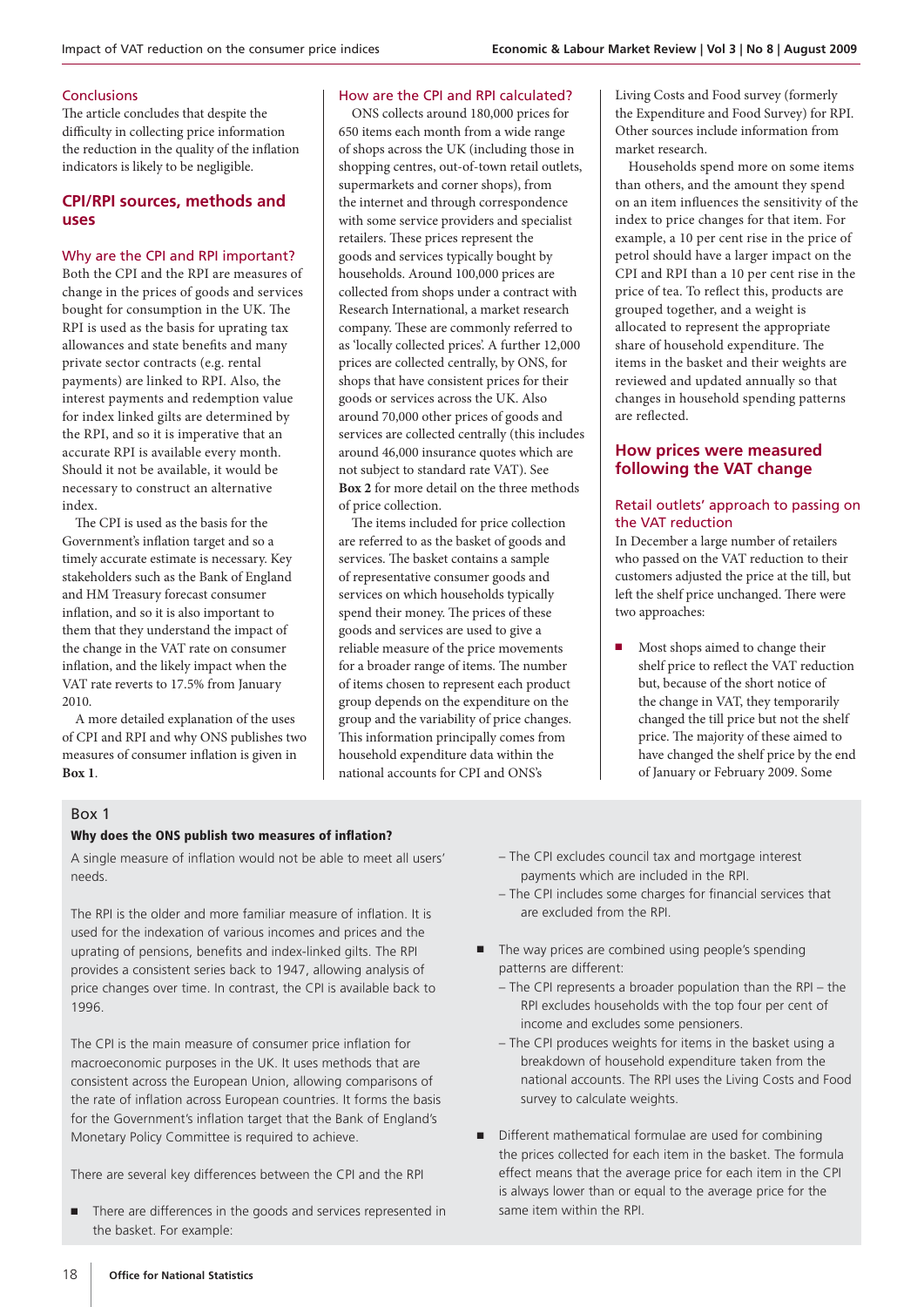### Conclusions

The article concludes that despite the difficulty in collecting price information the reduction in the quality of the inflation indicators is likely to be negligible.

## CPI/RPI sources, methods and uses

### Why are the CPI and RPI important?

Both the CPI and the RPI are measures of change in the prices of goods and services bought for consumption in the UK. The RPI is used as the basis for uprating tax allowances and state benefits and many private sector contracts (e.g. rental payments) are linked to RPI. Also, the interest payments and redemption value for index linked gilts are determined by the RPI, and so it is imperative that an accurate RPI is available every month. Should it not be available, it would be necessary to construct an alternative index.

The CPI is used as the basis for the Government's inflation target and so a timely accurate estimate is necessary. Key stakeholders such as the Bank of England and HM Treasury forecast consumer inflation, and so it is also important to them that they understand the impact of the change in the VAT rate on consumer inflation, and the likely impact when the VAT rate reverts to 17.5% from January 2010.

A more detailed explanation of the uses of CPI and RPI and why ONS publishes two measures of consumer inflation is given in **Box 1**.

### How are the CPI and RPI calculated?

ONS collects around 180,000 prices for 650 items each month from a wide range of shops across the UK (including those in shopping centres, out-of-town retail outlets, supermarkets and corner shops), from the internet and through correspondence with some service providers and specialist retailers. These prices represent the goods and services typically bought by households. Around 100,000 prices are collected from shops under a contract with Research International, a market research company. These are commonly referred to as 'locally collected prices'. A further 12,000 prices are collected centrally, by ONS, for shops that have consistent prices for their goods or services across the UK. Also around 70,000 other prices of goods and services are collected centrally (this includes around 46,000 insurance quotes which are not subject to standard rate VAT). See **Box 2** for more detail on the three methods of price collection.

The items included for price collection are referred to as the basket of goods and services. The basket contains a sample of representative consumer goods and services on which households typically spend their money. The prices of these goods and services are used to give a reliable measure of the price movements for a broader range of items. The number of items chosen to represent each product group depends on the expenditure on the group and the variability of price changes. This information principally comes from household expenditure data within the national accounts for CPI and ONS's Living Costs and Food survey (formerly the Expenditure and Food Survey) for RPI. Other sources include information from market research.

Households spend more on some items than others, and the amount they spend on an item influences the sensitivity of the index to price changes for that item. For example, a 10 per cent rise in the price of petrol should have a larger impact on the CPI and RPI than a 10 per cent rise in the price of tea. To reflect this, products are grouped together, and a weight is allocated to represent the appropriate share of household expenditure. The items in the basket and their weights are reviewed and updated annually so that changes in household spending patterns are reflected.

## How prices were measured following the VAT change

### Retail outlets' approach to passing on the VAT reduction

In December a large number of retailers who passed on the VAT reduction to their customers adjusted the price at the till, but left the shelf price unchanged. There were two approaches:

- Most shops aimed to change their shelf price to reflect the VAT reduction but, because of the short notice of the change in VAT, they temporarily changed the till price but not the shelf price. The majority of these aimed to have changed the shelf price by the end of January or February 2009. Some

---

Box 1

**Why does the ONS publish two measures of inflation?**

A single measure of inflation would not be able to meet all users' needs.

The RPI is the older and more familiar measure of inflation. It is used for the indexation of various incomes and prices and the uprating of pensions, benefits and index-linked gilts. The RPI provides a consistent series back to 1947, allowing analysis of price changes over time. In contrast, the CPI is available back to 1996.

The CPI is the main measure of consumer price inflation for macroeconomic purposes in the UK. It uses methods that are consistent across the European Union, allowing comparisons of the rate of inflation across European countries. It forms the basis for the Government's inflation target that the Bank of England's Monetary Policy Committee is required to achieve.

There are several key differences between the CPI and the RPI

- There are differences in the goods and services represented in the basket. For example:
  - The CPI excludes council tax and mortgage interest payments which are included in the RPI.
  - The CPI includes some charges for financial services that are excluded from the RPI.
- The way prices are combined using people's spending patterns are different:
  - The CPI represents a broader population than the RPI – the RPI excludes households with the top four per cent of income and excludes some pensioners.
  - The CPI produces weights for items in the basket using a breakdown of household expenditure taken from the national accounts. The RPI uses the Living Costs and Food survey to calculate weights.
- Different mathematical formulae are used for combining the prices collected for each item in the basket. The formula effect means that the average price for each item in the CPI is always lower than or equal to the average price for the same item within the RPI.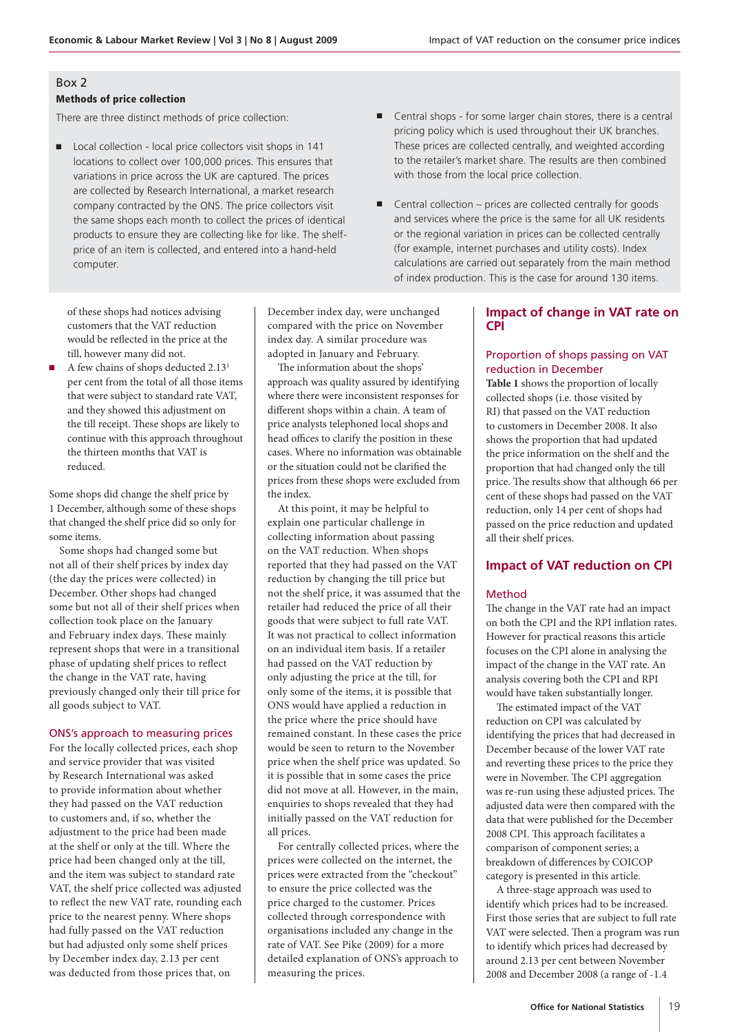## Box 2

**Methods of price collection**

There are three distinct methods of price collection:

- Local collection - local price collectors visit shops in 141 locations to collect over 100,000 prices. This ensures that variations in price across the UK are captured. The prices are collected by Research International, a market research company contracted by the ONS. The price collectors visit the same shops each month to collect the prices of identical products to ensure they are collecting like for like. The shelf-price of an item is collected, and entered into a hand-held computer.
- Central shops - for some larger chain stores, there is a central pricing policy which is used throughout their UK branches. These prices are collected centrally, and weighted according to the retailer's market share. The results are then combined with those from the local price collection.
- Central collection – prices are collected centrally for goods and services where the price is the same for all UK residents or the regional variation in prices can be collected centrally (for example, internet purchases and utility costs). Index calculations are carried out separately from the main method of index production. This is the case for around 130 items.

of these shops had notices advising customers that the VAT reduction would be reflected in the price at the till, however many did not.

- A few chains of shops deducted 2.13[1] per cent from the total of all those items that were subject to standard rate VAT, and they showed this adjustment on the till receipt. These shops are likely to continue with this approach throughout the thirteen months that VAT is reduced.

Some shops did change the shelf price by 1 December, although some of these shops that changed the shelf price did so only for some items.

Some shops had changed some but not all of their shelf prices by index day (the day the prices were collected) in December. Other shops had changed some but not all of their shelf prices when collection took place on the January and February index days. These mainly represent shops that were in a transitional phase of updating shelf prices to reflect the change in the VAT rate, having previously changed only their till price for all goods subject to VAT.

### ONS's approach to measuring prices

For the locally collected prices, each shop and service provider that was visited by Research International was asked to provide information about whether they had passed on the VAT reduction to customers and, if so, whether the adjustment to the price had been made at the shelf or only at the till. Where the price had been changed only at the till, and the item was subject to standard rate VAT, the shelf price collected was adjusted to reflect the new VAT rate, rounding each price to the nearest penny. Where shops had fully passed on the VAT reduction but had adjusted only some shelf prices by December index day, 2.13 per cent was deducted from those prices that, on December index day, were unchanged compared with the price on November index day. A similar procedure was adopted in January and February.

The information about the shops' approach was quality assured by identifying where there were inconsistent responses for different shops within a chain. A team of price analysts telephoned local shops and head offices to clarify the position in these cases. Where no information was obtainable or the situation could not be clarified the prices from these shops were excluded from the index.

At this point, it may be helpful to explain one particular challenge in collecting information about passing on the VAT reduction. When shops reported that they had passed on the VAT reduction by changing the till price but not the shelf price, it was assumed that the retailer had reduced the price of all their goods that were subject to full rate VAT. It was not practical to collect information on an individual item basis. If a retailer had passed on the VAT reduction by only adjusting the price at the till, for only some of the items, it is possible that ONS would have applied a reduction in the price where the price should have remained constant. In these cases the price would be seen to return to the November price when the shelf price was updated. So it is possible that in some cases the price did not move at all. However, in the main, enquiries to shops revealed that they had initially passed on the VAT reduction for all prices.

For centrally collected prices, where the prices were collected on the internet, the prices were extracted from the "checkout" to ensure the price collected was the price charged to the customer. Prices collected through correspondence with organisations included any change in the rate of VAT. See Pike (2009) for a more detailed explanation of ONS's approach to measuring the prices.

## Impact of change in VAT rate on CPI

### Proportion of shops passing on VAT reduction in December

**Table 1** shows the proportion of locally collected shops (i.e. those visited by RI) that passed on the VAT reduction to customers in December 2008. It also shows the proportion that had updated the price information on the shelf and the proportion that had changed only the till price. The results show that although 66 per cent of these shops had passed on the VAT reduction, only 14 per cent of shops had passed on the price reduction and updated all their shelf prices.

## Impact of VAT reduction on CPI

### Method

The change in the VAT rate had an impact on both the CPI and the RPI inflation rates. However for practical reasons this article focuses on the CPI alone in analysing the impact of the change in the VAT rate. An analysis covering both the CPI and RPI would have taken substantially longer.

The estimated impact of the VAT reduction on CPI was calculated by identifying the prices that had decreased in December because of the lower VAT rate and reverting these prices to the price they were in November. The CPI aggregation was re-run using these adjusted prices. The adjusted data were then compared with the data that were published for the December 2008 CPI. This approach facilitates a comparison of component series; a breakdown of differences by COICOP category is presented in this article.

A three-stage approach was used to identify which prices had to be increased. First those series that are subject to full rate VAT were selected. Then a program was run to identify which prices had decreased by around 2.13 per cent between November 2008 and December 2008 (a range of -1.4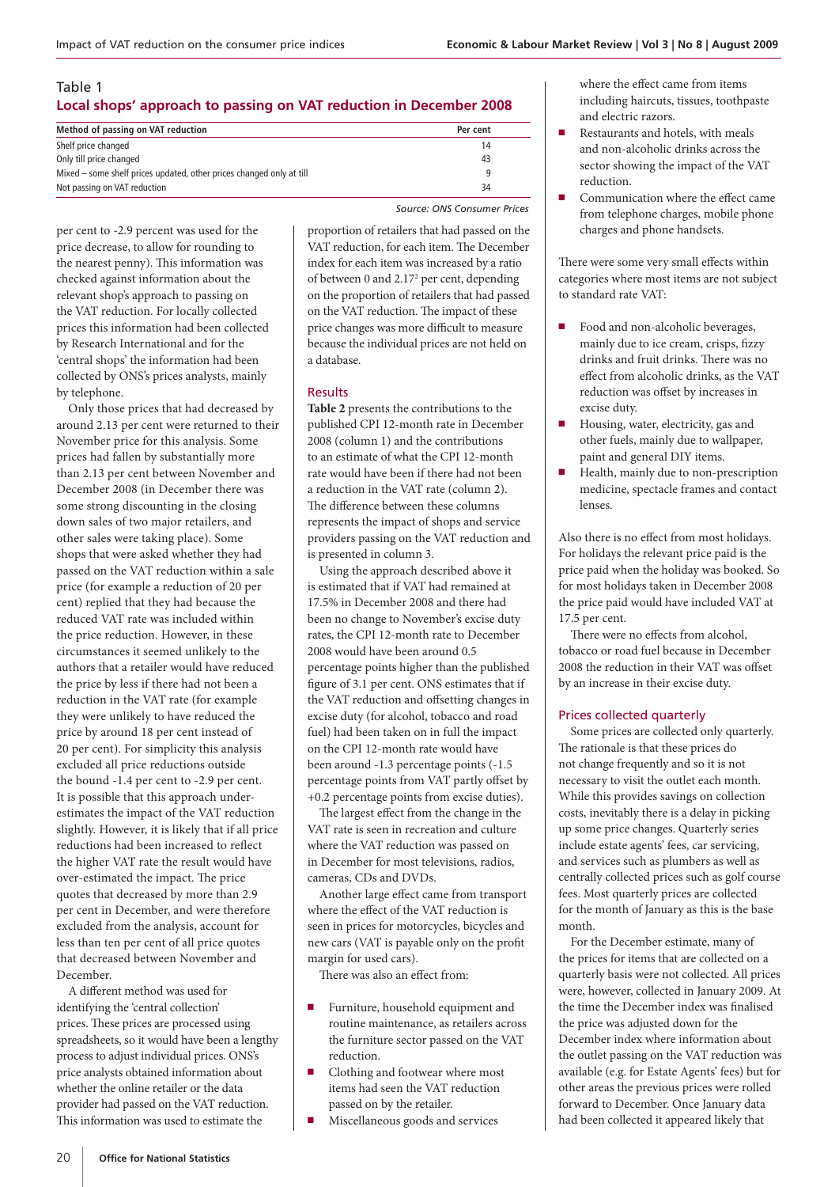## Table 1

### Local shops' approach to passing on VAT reduction in December 2008

| Method of passing on VAT reduction | Per cent |
|---|---|
| Shelf price changed | 14 |
| Only till price changed | 43 |
| Mixed – some shelf prices updated, other prices changed only at till | 9 |
| Not passing on VAT reduction | 34 |

Source: ONS Consumer Prices

per cent to -2.9 percent was used for the price decrease, to allow for rounding to the nearest penny). This information was checked against information about the relevant shop's approach to passing on the VAT reduction. For locally collected prices this information had been collected by Research International and for the 'central shops' the information had been collected by ONS's prices analysts, mainly by telephone.

Only those prices that had decreased by around 2.13 per cent were returned to their November price for this analysis. Some prices had fallen by substantially more than 2.13 per cent between November and December 2008 (in December there was some strong discounting in the closing down sales of two major retailers, and other sales were taking place). Some shops that were asked whether they had passed on the VAT reduction within a sale price (for example a reduction of 20 per cent) replied that they had because the reduced VAT rate was included within the price reduction. However, in these circumstances it seemed unlikely to the authors that a retailer would have reduced the price by less if there had not been a reduction in the VAT rate (for example they were unlikely to have reduced the price by around 18 per cent instead of 20 per cent). For simplicity this analysis excluded all price reductions outside the bound -1.4 per cent to -2.9 per cent. It is possible that this approach under-estimates the impact of the VAT reduction slightly. However, it is likely that if all price reductions had been increased to reflect the higher VAT rate the result would have over-estimated the impact. The price quotes that decreased by more than 2.9 per cent in December, and were therefore excluded from the analysis, account for less than ten per cent of all price quotes that decreased between November and December.

A different method was used for identifying the 'central collection' prices. These prices are processed using spreadsheets, so it would have been a lengthy process to adjust individual prices. ONS's price analysts obtained information about whether the online retailer or the data provider had passed on the VAT reduction. This information was used to estimate the proportion of retailers that had passed on the VAT reduction, for each item. The December index for each item was increased by a ratio of between 0 and 2.17[2] per cent, depending on the proportion of retailers that had passed on the VAT reduction. The impact of these price changes was more difficult to measure because the individual prices are not held on a database.

### Results

**Table 2** presents the contributions to the published CPI 12-month rate in December 2008 (column 1) and the contributions to an estimate of what the CPI 12-month rate would have been if there had not been a reduction in the VAT rate (column 2). The difference between these columns represents the impact of shops and service providers passing on the VAT reduction and is presented in column 3.

Using the approach described above it is estimated that if VAT had remained at 17.5% in December 2008 and there had been no change to November's excise duty rates, the CPI 12-month rate to December 2008 would have been around 0.5 percentage points higher than the published figure of 3.1 per cent. ONS estimates that if the VAT reduction and offsetting changes in excise duty (for alcohol, tobacco and road fuel) had been taken on in full the impact on the CPI 12-month rate would have been around -1.3 percentage points (-1.5 percentage points from VAT partly offset by +0.2 percentage points from excise duties).

The largest effect from the change in the VAT rate is seen in recreation and culture where the VAT reduction was passed on in December for most televisions, radios, cameras, CDs and DVDs.

Another large effect came from transport where the effect of the VAT reduction is seen in prices for motorcycles, bicycles and new cars (VAT is payable only on the profit margin for used cars).

There was also an effect from:

- Furniture, household equipment and routine maintenance, as retailers across the furniture sector passed on the VAT reduction.
- Clothing and footwear where most items had seen the VAT reduction passed on by the retailer.
- Miscellaneous goods and services where the effect came from items including haircuts, tissues, toothpaste and electric razors.
- Restaurants and hotels, with meals and non-alcoholic drinks across the sector showing the impact of the VAT reduction.
- Communication where the effect came from telephone charges, mobile phone charges and phone handsets.

There were some very small effects within categories where most items are not subject to standard rate VAT:

- Food and non-alcoholic beverages, mainly due to ice cream, crisps, fizzy drinks and fruit drinks. There was no effect from alcoholic drinks, as the VAT reduction was offset by increases in excise duty.
- Housing, water, electricity, gas and other fuels, mainly due to wallpaper, paint and general DIY items.
- Health, mainly due to non-prescription medicine, spectacle frames and contact lenses.

Also there is no effect from most holidays. For holidays the relevant price paid is the price paid when the holiday was booked. So for most holidays taken in December 2008 the price paid would have included VAT at 17.5 per cent.

There were no effects from alcohol, tobacco or road fuel because in December 2008 the reduction in their VAT was offset by an increase in their excise duty.

### Prices collected quarterly

Some prices are collected only quarterly. The rationale is that these prices do not change frequently and so it is not necessary to visit the outlet each month. While this provides savings on collection costs, inevitably there is a delay in picking up some price changes. Quarterly series include estate agents' fees, car servicing, and services such as plumbers as well as centrally collected prices such as golf course fees. Most quarterly prices are collected for the month of January as this is the base month.

For the December estimate, many of the prices for items that are collected on a quarterly basis were not collected. All prices were, however, collected in January 2009. At the time the December index was finalised the price was adjusted down for the December index where information about the outlet passing on the VAT reduction was available (e.g. for Estate Agents' fees) but for other areas the previous prices were rolled forward to December. Once January data had been collected it appeared likely that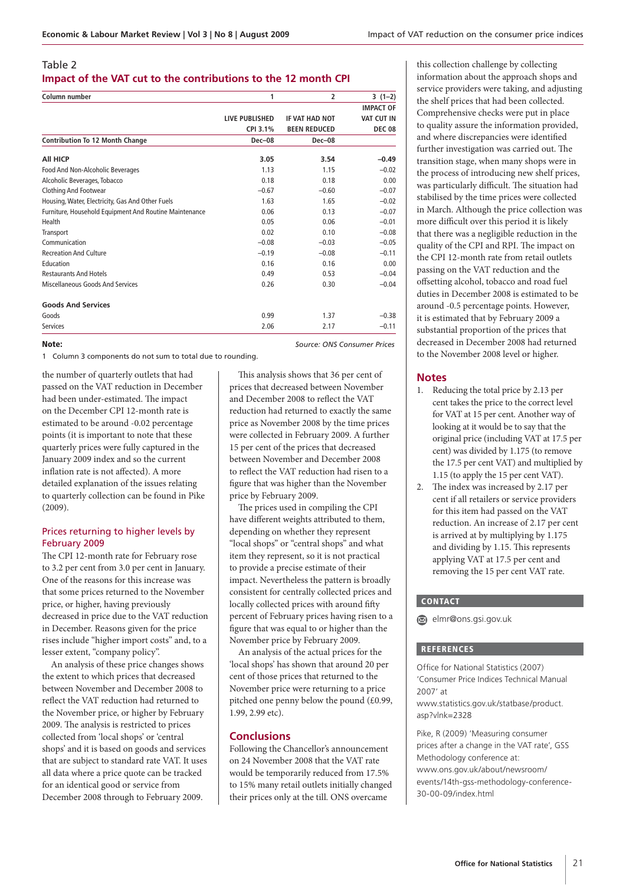Table 2
## Impact of the VAT cut to the contributions to the 12 month CPI

| Column number | 1 | 2 | 3 (1–2) |
|---|---|---|---|
| | LIVE PUBLISHED CPI 3.1% | IF VAT HAD NOT BEEN REDUCED | IMPACT OF VAT CUT IN DEC 08 |
| **Contribution To 12 Month Change** | **Dec–08** | **Dec–08** | |
| **All HICP** | **3.05** | **3.54** | **–0.49** |
| Food And Non-Alcoholic Beverages | 1.13 | 1.15 | –0.02 |
| Alcoholic Beverages, Tobacco | 0.18 | 0.18 | 0.00 |
| Clothing And Footwear | –0.67 | –0.60 | –0.07 |
| Housing, Water, Electricity, Gas And Other Fuels | 1.63 | 1.65 | –0.02 |
| Furniture, Household Equipment And Routine Maintenance | 0.06 | 0.13 | –0.07 |
| Health | 0.05 | 0.06 | –0.01 |
| Transport | 0.02 | 0.10 | –0.08 |
| Communication | –0.08 | –0.03 | –0.05 |
| Recreation And Culture | –0.19 | –0.08 | –0.11 |
| Education | 0.16 | 0.16 | 0.00 |
| Restaurants And Hotels | 0.49 | 0.53 | –0.04 |
| Miscellaneous Goods And Services | 0.26 | 0.30 | –0.04 |
| **Goods And Services** | | | |
| Goods | 0.99 | 1.37 | –0.38 |
| Services | 2.06 | 2.17 | –0.11 |

**Note:**

1 Column 3 components do not sum to total due to rounding.

*Source: ONS Consumer Prices*

the number of quarterly outlets that had passed on the VAT reduction in December had been under-estimated. The impact on the December CPI 12-month rate is estimated to be around -0.02 percentage points (it is important to note that these quarterly prices were fully captured in the January 2009 index and so the current inflation rate is not affected). A more detailed explanation of the issues relating to quarterly collection can be found in Pike (2009).

### Prices returning to higher levels by February 2009

The CPI 12-month rate for February rose to 3.2 per cent from 3.0 per cent in January. One of the reasons for this increase was that some prices returned to the November price, or higher, having previously decreased in price due to the VAT reduction in December. Reasons given for the price rises include "higher import costs" and, to a lesser extent, "company policy".

An analysis of these price changes shows the extent to which prices that decreased between November and December 2008 to reflect the VAT reduction had returned to the November price, or higher by February 2009. The analysis is restricted to prices collected from 'local shops' or 'central shops' and is based on goods and services that are subject to standard rate VAT. It uses all data where a price quote can be tracked for an identical good or service from December 2008 through to February 2009.

This analysis shows that 36 per cent of prices that decreased between November and December 2008 to reflect the VAT reduction had returned to exactly the same price as November 2008 by the time prices were collected in February 2009. A further 15 per cent of the prices that decreased between November and December 2008 to reflect the VAT reduction had risen to a figure that was higher than the November price by February 2009.

The prices used in compiling the CPI have different weights attributed to them, depending on whether they represent "local shops" or "central shops" and what item they represent, so it is not practical to provide a precise estimate of their impact. Nevertheless the pattern is broadly consistent for centrally collected prices and locally collected prices with around fifty percent of February prices having risen to a figure that was equal to or higher than the November price by February 2009.

An analysis of the actual prices for the 'local shops' has shown that around 20 per cent of those prices that returned to the November price were returning to a price pitched one penny below the pound (£0.99, 1.99, 2.99 etc).

## Conclusions

Following the Chancellor's announcement on 24 November 2008 that the VAT rate would be temporarily reduced from 17.5% to 15% many retail outlets initially changed their prices only at the till. ONS overcame this collection challenge by collecting information about the approach shops and service providers were taking, and adjusting the shelf prices that had been collected. Comprehensive checks were put in place to quality assure the information provided, and where discrepancies were identified further investigation was carried out. The transition stage, when many shops were in the process of introducing new shelf prices, was particularly difficult. The situation had stabilised by the time prices were collected in March. Although the price collection was more difficult over this period it is likely that there was a negligible reduction in the quality of the CPI and RPI. The impact on the CPI 12-month rate from retail outlets passing on the VAT reduction and the offsetting alcohol, tobacco and road fuel duties in December 2008 is estimated to be around -0.5 percentage points. However, it is estimated that by February 2009 a substantial proportion of the prices that decreased in December 2008 had returned to the November 2008 level or higher.

## Notes

1. Reducing the total price by 2.13 per cent takes the price to the correct level for VAT at 15 per cent. Another way of looking at it would be to say that the original price (including VAT at 17.5 per cent) was divided by 1.175 (to remove the 17.5 per cent VAT) and multiplied by 1.15 (to apply the 15 per cent VAT).
2. The index was increased by 2.17 per cent if all retailers or service providers for this item had passed on the VAT reduction. An increase of 2.17 per cent is arrived at by multiplying by 1.175 and dividing by 1.15. This represents applying VAT at 17.5 per cent and removing the 15 per cent VAT rate.

### CONTACT

elmr@ons.gsi.gov.uk

### REFERENCES

Office for National Statistics (2007) 'Consumer Price Indices Technical Manual 2007' at www.statistics.gov.uk/statbase/product.asp?vlnk=2328

Pike, R (2009) 'Measuring consumer prices after a change in the VAT rate', GSS Methodology conference at: www.ons.gov.uk/about/newsroom/events/14th-gss-methodology-conference-30-00-09/index.html